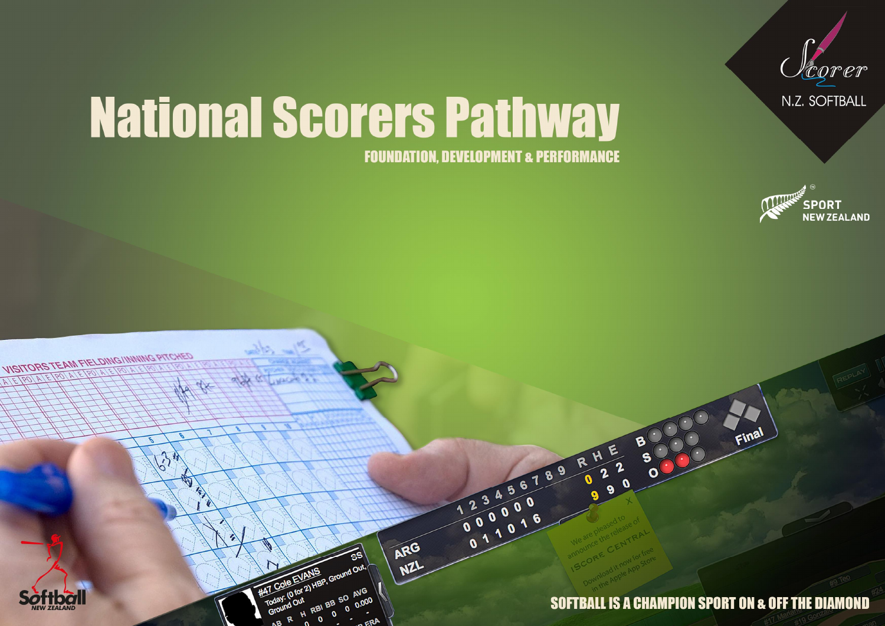# National Scorers Pathway

**FOUNDATION, DEVELOPMENT & PERFORMANCE**

Scorer N.Z. SOFTBALL

SPORT NEW ZEALAND

Softball NEW ZEALAND

**SOFTBALL IS A CHAMPION SPORT ON & OFF THE DIAMOND**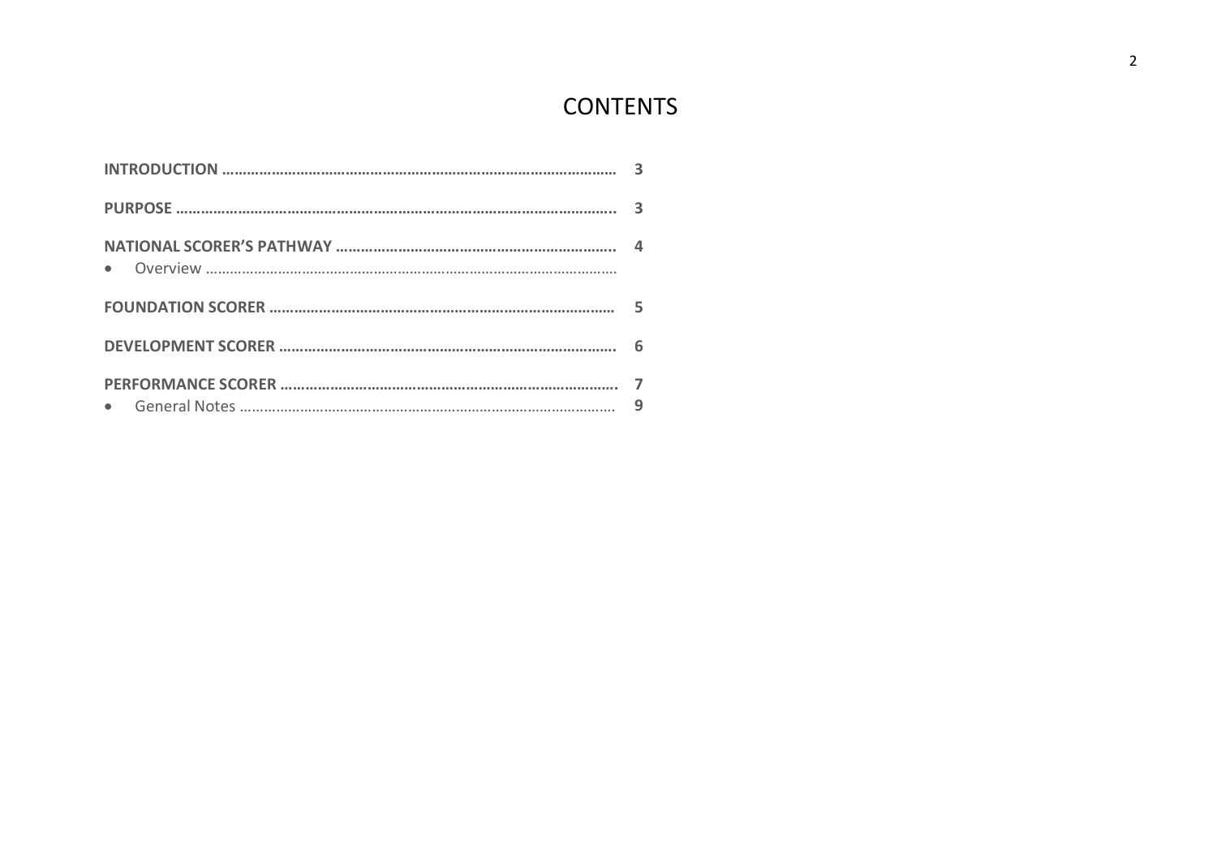# CONTENTS

| | |
|---|---|
| **INTRODUCTION** | **3** |
| **PURPOSE** | **3** |
| **NATIONAL SCORER'S PATHWAY** | **4** |
| • Overview | |
| **FOUNDATION SCORER** | **5** |
| **DEVELOPMENT SCORER** | **6** |
| **PERFORMANCE SCORER** | **7** |
| • General Notes | **9** |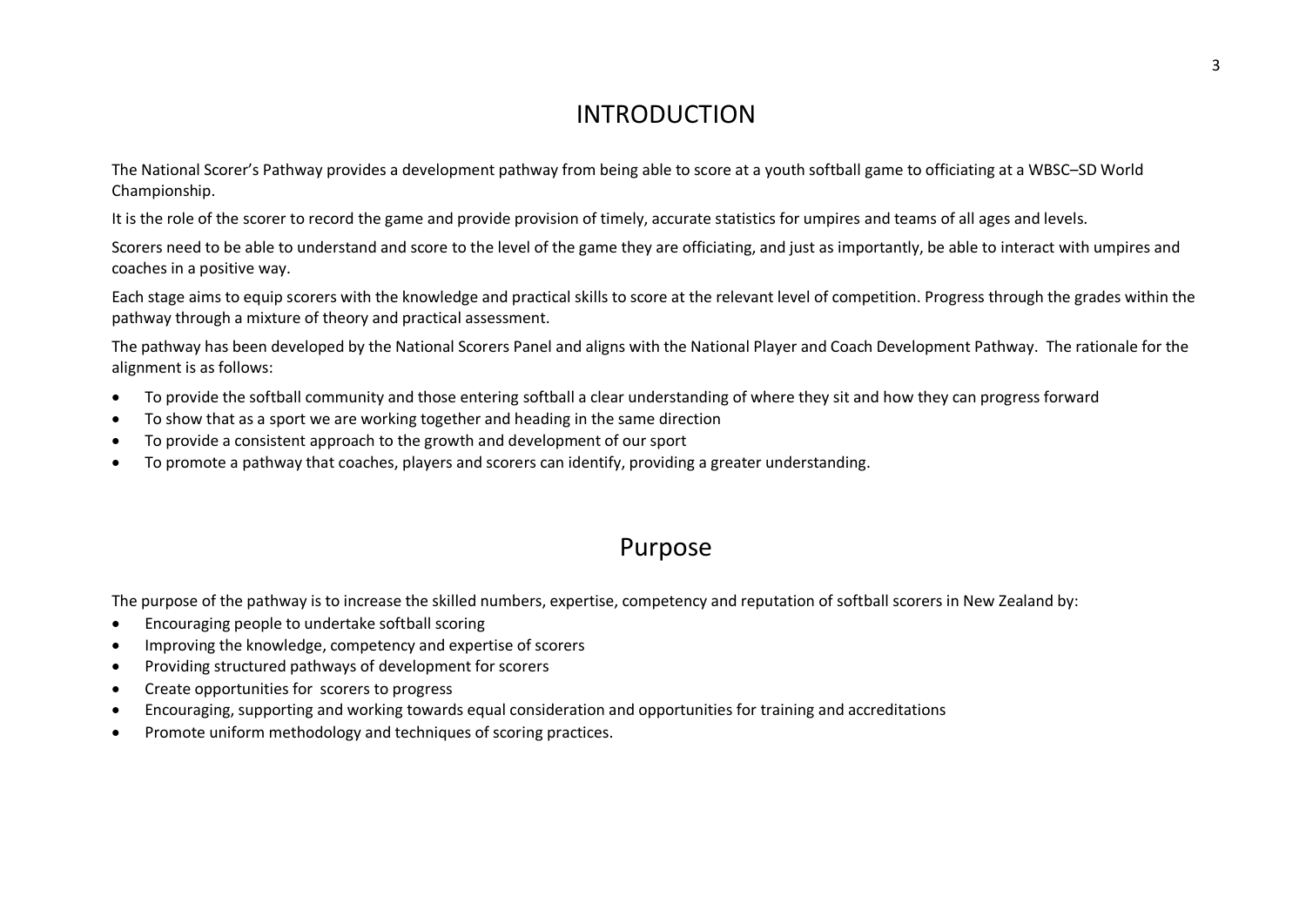# INTRODUCTION

The National Scorer's Pathway provides a development pathway from being able to score at a youth softball game to officiating at a WBSC–SD World Championship.

It is the role of the scorer to record the game and provide provision of timely, accurate statistics for umpires and teams of all ages and levels.

Scorers need to be able to understand and score to the level of the game they are officiating, and just as importantly, be able to interact with umpires and coaches in a positive way.

Each stage aims to equip scorers with the knowledge and practical skills to score at the relevant level of competition. Progress through the grades within the pathway through a mixture of theory and practical assessment.

The pathway has been developed by the National Scorers Panel and aligns with the National Player and Coach Development Pathway. The rationale for the alignment is as follows:

- To provide the softball community and those entering softball a clear understanding of where they sit and how they can progress forward
- To show that as a sport we are working together and heading in the same direction
- To provide a consistent approach to the growth and development of our sport
- To promote a pathway that coaches, players and scorers can identify, providing a greater understanding.

# Purpose

The purpose of the pathway is to increase the skilled numbers, expertise, competency and reputation of softball scorers in New Zealand by:

- Encouraging people to undertake softball scoring
- Improving the knowledge, competency and expertise of scorers
- Providing structured pathways of development for scorers
- Create opportunities for scorers to progress
- Encouraging, supporting and working towards equal consideration and opportunities for training and accreditations
- Promote uniform methodology and techniques of scoring practices.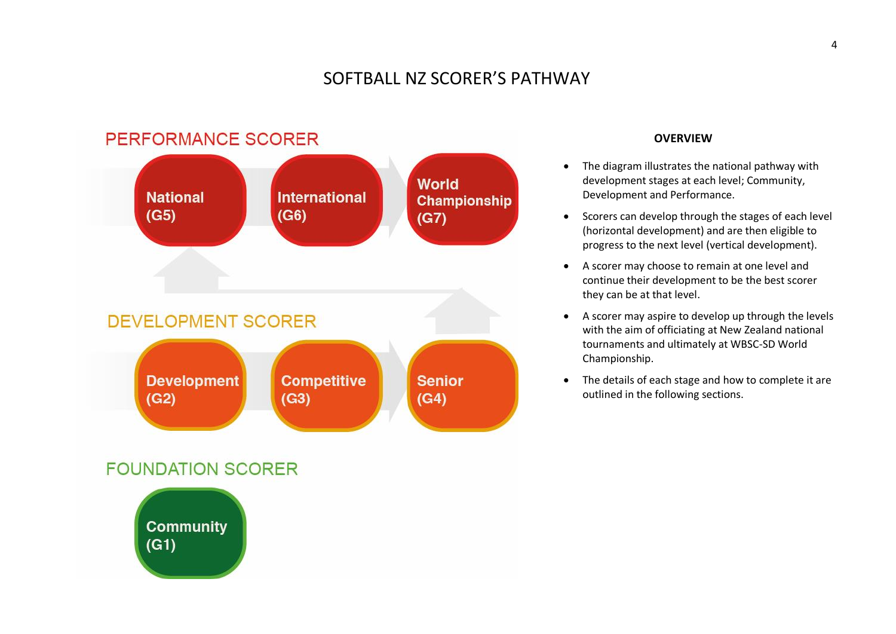# SOFTBALL NZ SCORER'S PATHWAY

## PERFORMANCE SCORER

National (G5) → International (G6) → World Championship (G7)

## DEVELOPMENT SCORER

Development (G2) → Competitive (G3) → Senior (G4)

## FOUNDATION SCORER

Community (G1)

### OVERVIEW

- The diagram illustrates the national pathway with development stages at each level; Community, Development and Performance.
- Scorers can develop through the stages of each level (horizontal development) and are then eligible to progress to the next level (vertical development).
- A scorer may choose to remain at one level and continue their development to be the best scorer they can be at that level.
- A scorer may aspire to develop up through the levels with the aim of officiating at New Zealand national tournaments and ultimately at WBSC-SD World Championship.
- The details of each stage and how to complete it are outlined in the following sections.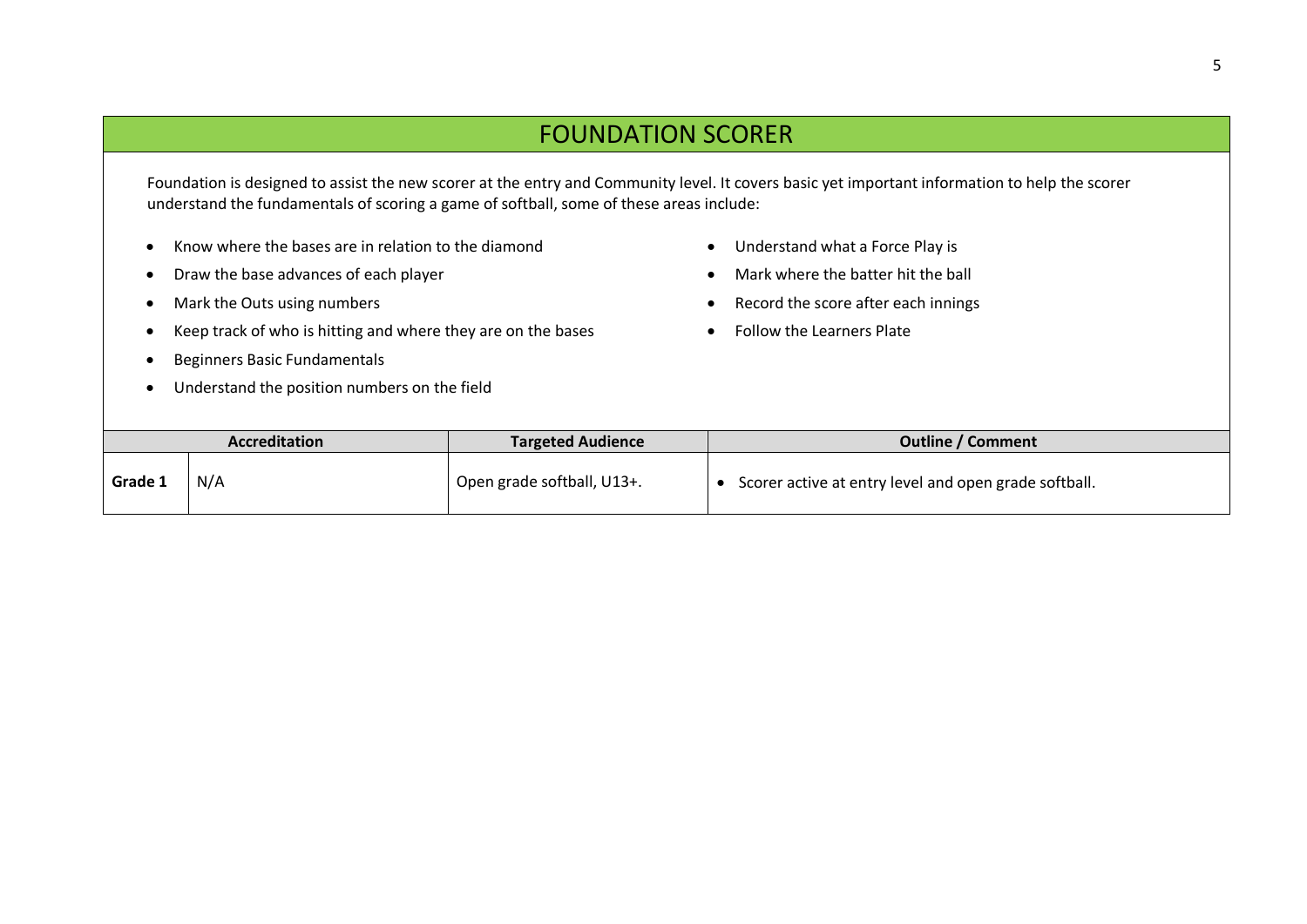# FOUNDATION SCORER

Foundation is designed to assist the new scorer at the entry and Community level. It covers basic yet important information to help the scorer understand the fundamentals of scoring a game of softball, some of these areas include:

- Know where the bases are in relation to the diamond
- Draw the base advances of each player
- Mark the Outs using numbers
- Keep track of who is hitting and where they are on the bases
- Beginners Basic Fundamentals
- Understand the position numbers on the field
- Understand what a Force Play is
- Mark where the batter hit the ball
- Record the score after each innings
- Follow the Learners Plate

| Accreditation | | Targeted Audience | Outline / Comment |
|---|---|---|---|
| **Grade 1** | N/A | Open grade softball, U13+. | • Scorer active at entry level and open grade softball. |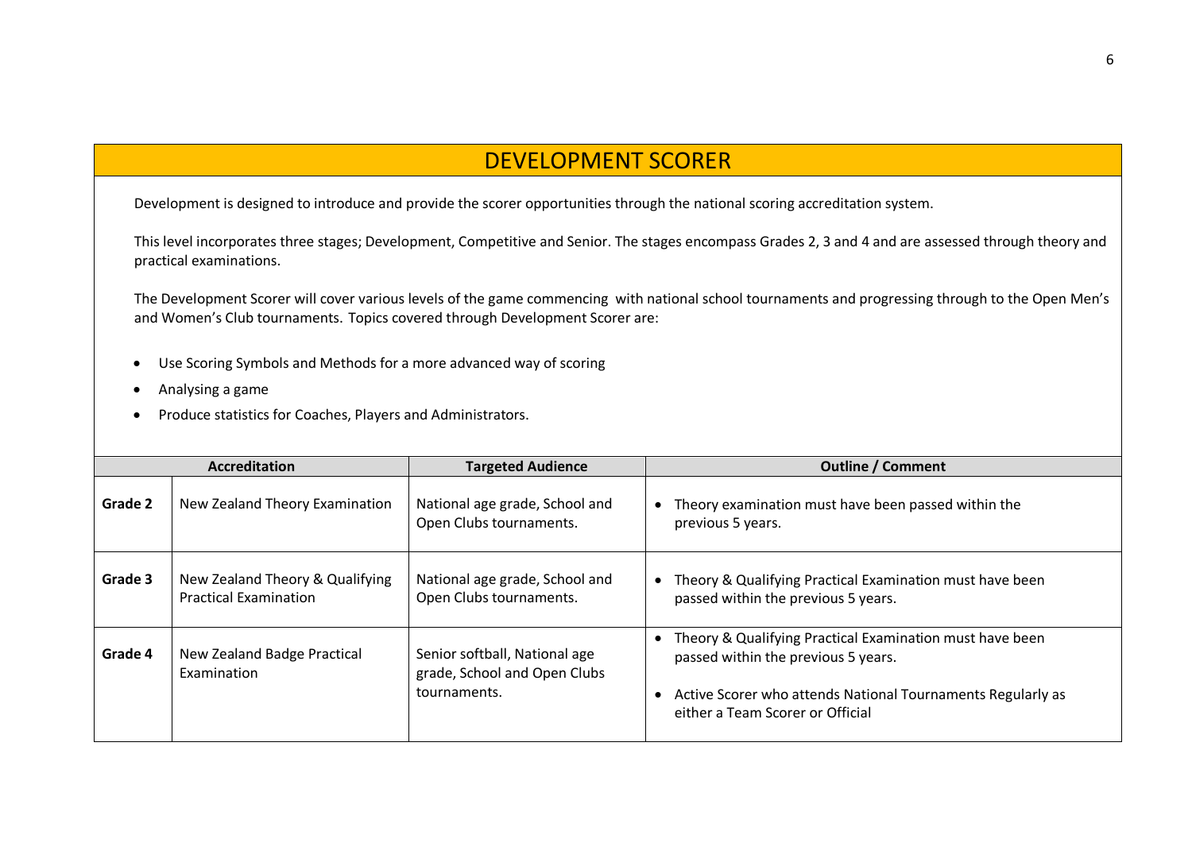# DEVELOPMENT SCORER

Development is designed to introduce and provide the scorer opportunities through the national scoring accreditation system.

This level incorporates three stages; Development, Competitive and Senior. The stages encompass Grades 2, 3 and 4 and are assessed through theory and practical examinations.

The Development Scorer will cover various levels of the game commencing with national school tournaments and progressing through to the Open Men's and Women's Club tournaments. Topics covered through Development Scorer are:

- Use Scoring Symbols and Methods for a more advanced way of scoring
- Analysing a game
- Produce statistics for Coaches, Players and Administrators.

| Accreditation | | Targeted Audience | Outline / Comment |
|---|---|---|---|
| **Grade 2** | New Zealand Theory Examination | National age grade, School and Open Clubs tournaments. | • Theory examination must have been passed within the previous 5 years. |
| **Grade 3** | New Zealand Theory & Qualifying Practical Examination | National age grade, School and Open Clubs tournaments. | • Theory & Qualifying Practical Examination must have been passed within the previous 5 years. |
| **Grade 4** | New Zealand Badge Practical Examination | Senior softball, National age grade, School and Open Clubs tournaments. | • Theory & Qualifying Practical Examination must have been passed within the previous 5 years. <br> • Active Scorer who attends National Tournaments Regularly as either a Team Scorer or Official |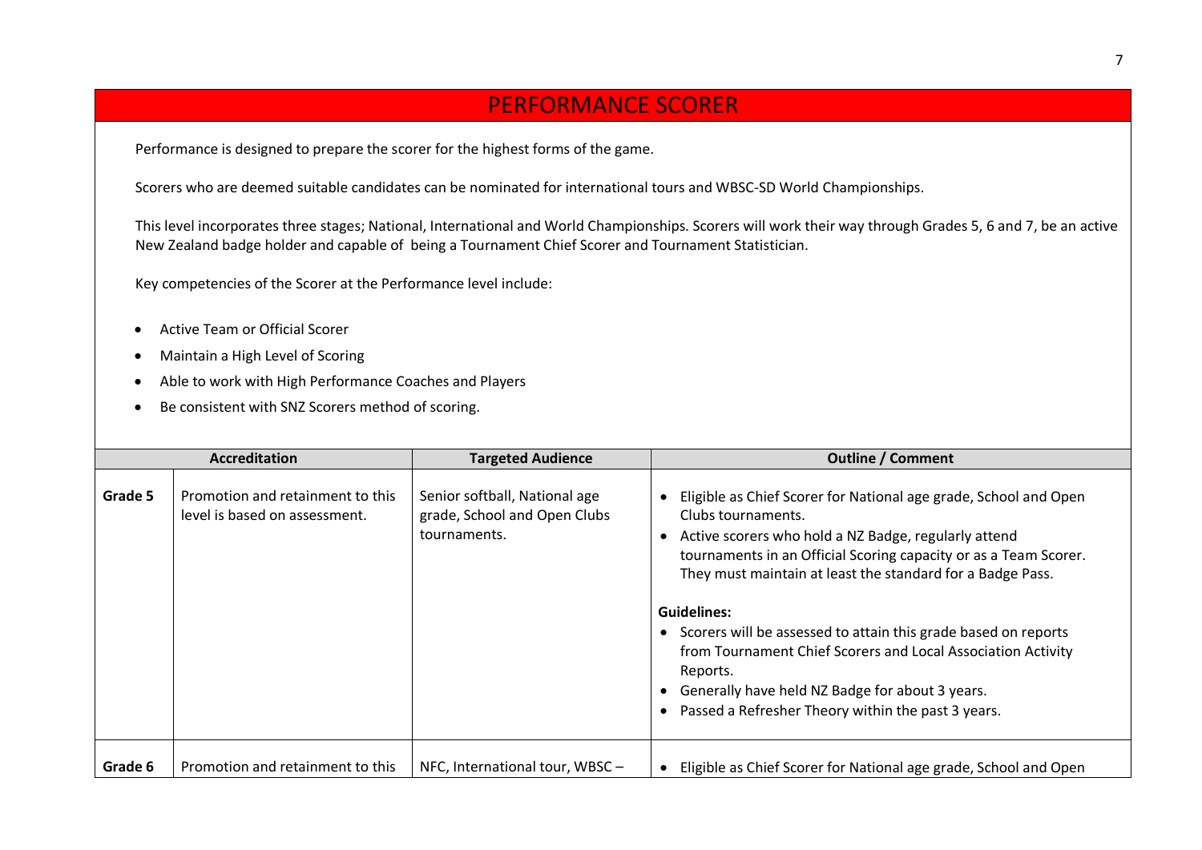# PERFORMANCE SCORER

Performance is designed to prepare the scorer for the highest forms of the game.

Scorers who are deemed suitable candidates can be nominated for international tours and WBSC-SD World Championships.

This level incorporates three stages; National, International and World Championships. Scorers will work their way through Grades 5, 6 and 7, be an active New Zealand badge holder and capable of being a Tournament Chief Scorer and Tournament Statistician.

Key competencies of the Scorer at the Performance level include:

- Active Team or Official Scorer
- Maintain a High Level of Scoring
- Able to work with High Performance Coaches and Players
- Be consistent with SNZ Scorers method of scoring.

| Accreditation | | Targeted Audience | Outline / Comment |
|---|---|---|---|
| **Grade 5** | Promotion and retainment to this level is based on assessment. | Senior softball, National age grade, School and Open Clubs tournaments. | • Eligible as Chief Scorer for National age grade, School and Open Clubs tournaments.<br>• Active scorers who hold a NZ Badge, regularly attend tournaments in an Official Scoring capacity or as a Team Scorer. They must maintain at least the standard for a Badge Pass.<br><br>**Guidelines:**<br>• Scorers will be assessed to attain this grade based on reports from Tournament Chief Scorers and Local Association Activity Reports.<br>• Generally have held NZ Badge for about 3 years.<br>• Passed a Refresher Theory within the past 3 years. |
| **Grade 6** | Promotion and retainment to this | NFC, International tour, WBSC – | • Eligible as Chief Scorer for National age grade, School and Open |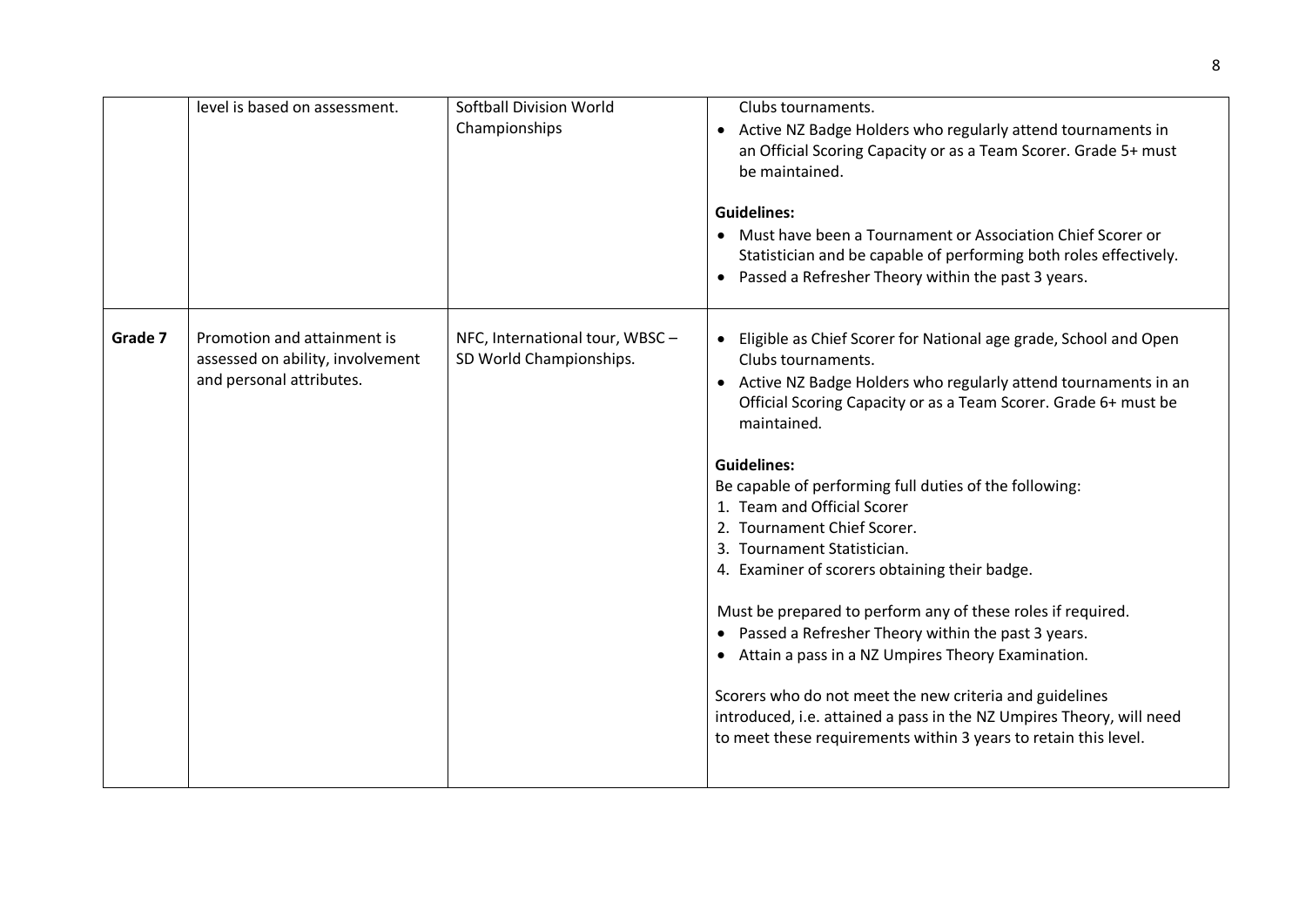| | | | |
|---|---|---|---|
| | level is based on assessment. | Softball Division World Championships | Clubs tournaments.<br>• Active NZ Badge Holders who regularly attend tournaments in an Official Scoring Capacity or as a Team Scorer. Grade 5+ must be maintained.<br><br>**Guidelines:**<br>• Must have been a Tournament or Association Chief Scorer or Statistician and be capable of performing both roles effectively.<br>• Passed a Refresher Theory within the past 3 years. |
| **Grade 7** | Promotion and attainment is assessed on ability, involvement and personal attributes. | NFC, International tour, WBSC – SD World Championships. | • Eligible as Chief Scorer for National age grade, School and Open Clubs tournaments.<br>• Active NZ Badge Holders who regularly attend tournaments in an Official Scoring Capacity or as a Team Scorer. Grade 6+ must be maintained.<br><br>**Guidelines:**<br>Be capable of performing full duties of the following:<br>1. Team and Official Scorer<br>2. Tournament Chief Scorer.<br>3. Tournament Statistician.<br>4. Examiner of scorers obtaining their badge.<br><br>Must be prepared to perform any of these roles if required.<br>• Passed a Refresher Theory within the past 3 years.<br>• Attain a pass in a NZ Umpires Theory Examination.<br><br>Scorers who do not meet the new criteria and guidelines introduced, i.e. attained a pass in the NZ Umpires Theory, will need to meet these requirements within 3 years to retain this level. |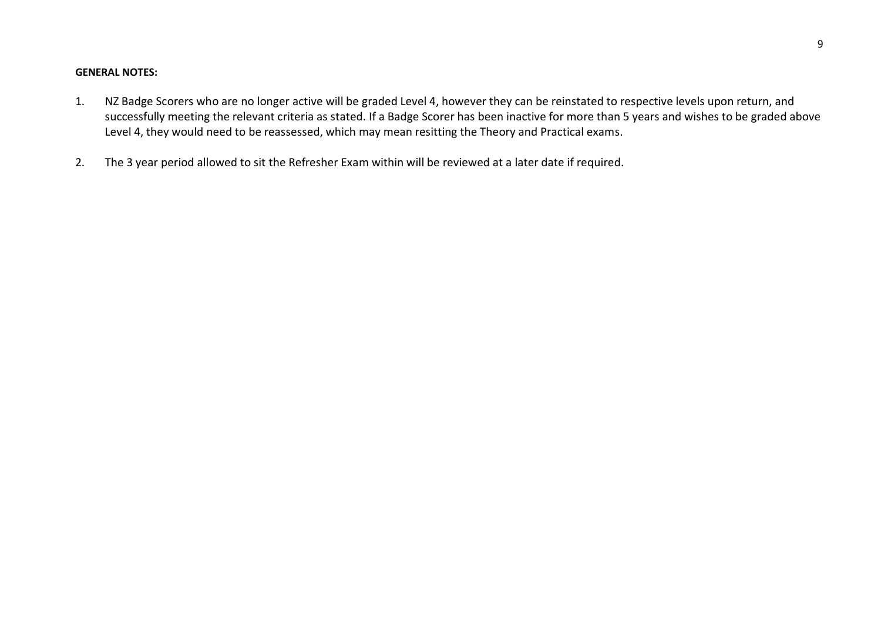**GENERAL NOTES:**

1. NZ Badge Scorers who are no longer active will be graded Level 4, however they can be reinstated to respective levels upon return, and successfully meeting the relevant criteria as stated. If a Badge Scorer has been inactive for more than 5 years and wishes to be graded above Level 4, they would need to be reassessed, which may mean resitting the Theory and Practical exams.

2. The 3 year period allowed to sit the Refresher Exam within will be reviewed at a later date if required.